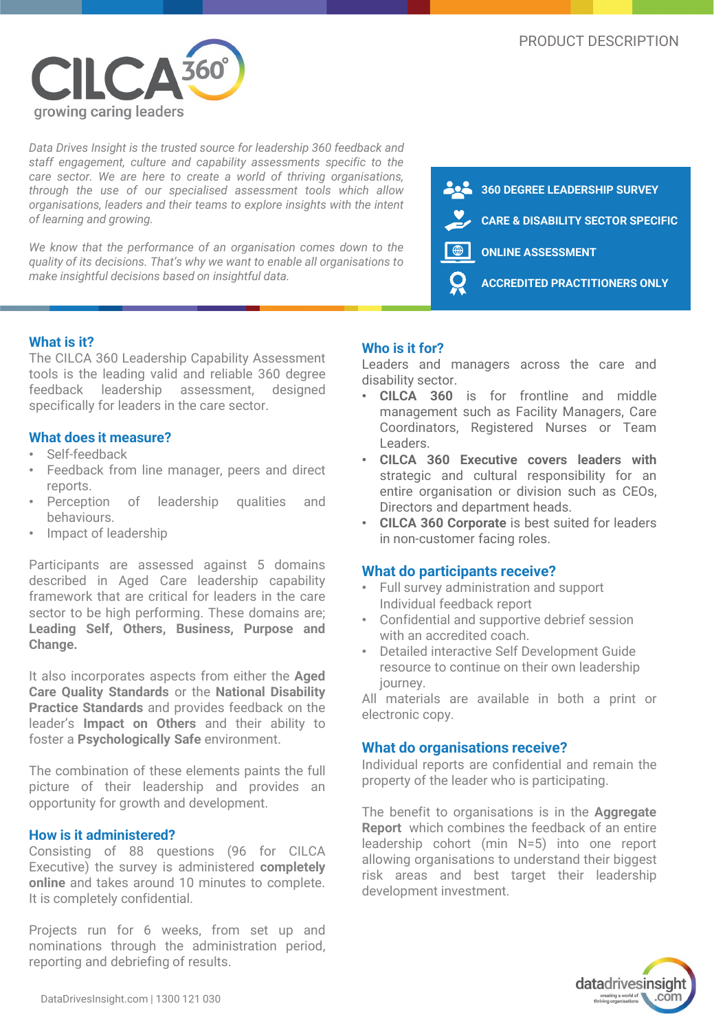PRODUCT DESCRIPTION

# CILCA 360°

growing caring leaders

*Data Drives Insight is the trusted source for leadership 360 feedback and staff engagement, culture and capability assessments specific to the care sector. We are here to create a world of thriving organisations, through the use of our specialised assessment tools which allow organisations, leaders and their teams to explore insights with the intent of learning and growing.*

*We know that the performance of an organisation comes down to the quality of its decisions. That's why we want to enable all organisations to make insightful decisions based on insightful data.*

- **360 DEGREE LEADERSHIP SURVEY**
- **CARE & DISABILITY SECTOR SPECIFIC**
- **ONLINE ASSESSMENT**
- **ACCREDITED PRACTITIONERS ONLY**

## What is it?

The CILCA 360 Leadership Capability Assessment tools is the leading valid and reliable 360 degree feedback leadership assessment, designed specifically for leaders in the care sector.

## What does it measure?

- Self-feedback
- Feedback from line manager, peers and direct reports.
- Perception of leadership qualities and behaviours.
- Impact of leadership

Participants are assessed against 5 domains described in Aged Care leadership capability framework that are critical for leaders in the care sector to be high performing. These domains are; **Leading Self, Others, Business, Purpose and Change.**

It also incorporates aspects from either the **Aged Care Quality Standards** or the **National Disability Practice Standards** and provides feedback on the leader's **Impact on Others** and their ability to foster a **Psychologically Safe** environment.

The combination of these elements paints the full picture of their leadership and provides an opportunity for growth and development.

## How is it administered?

Consisting of 88 questions (96 for CILCA Executive) the survey is administered **completely online** and takes around 10 minutes to complete. It is completely confidential.

Projects run for 6 weeks, from set up and nominations through the administration period, reporting and debriefing of results.

## Who is it for?

Leaders and managers across the care and disability sector.

- **CILCA 360** is for frontline and middle management such as Facility Managers, Care Coordinators, Registered Nurses or Team Leaders.
- **CILCA 360 Executive covers leaders with** strategic and cultural responsibility for an entire organisation or division such as CEOs, Directors and department heads.
- **CILCA 360 Corporate** is best suited for leaders in non-customer facing roles.

## What do participants receive?

- Full survey administration and support Individual feedback report
- Confidential and supportive debrief session with an accredited coach.
- Detailed interactive Self Development Guide resource to continue on their own leadership journey.

All materials are available in both a print or electronic copy.

## What do organisations receive?

Individual reports are confidential and remain the property of the leader who is participating.

The benefit to organisations is in the **Aggregate Report** which combines the feedback of an entire leadership cohort (min N=5) into one report allowing organisations to understand their biggest risk areas and best target their leadership development investment.

DataDrivesInsight.com | 1300 121 030

datadrivesinsight.com – creating a world of thriving organisations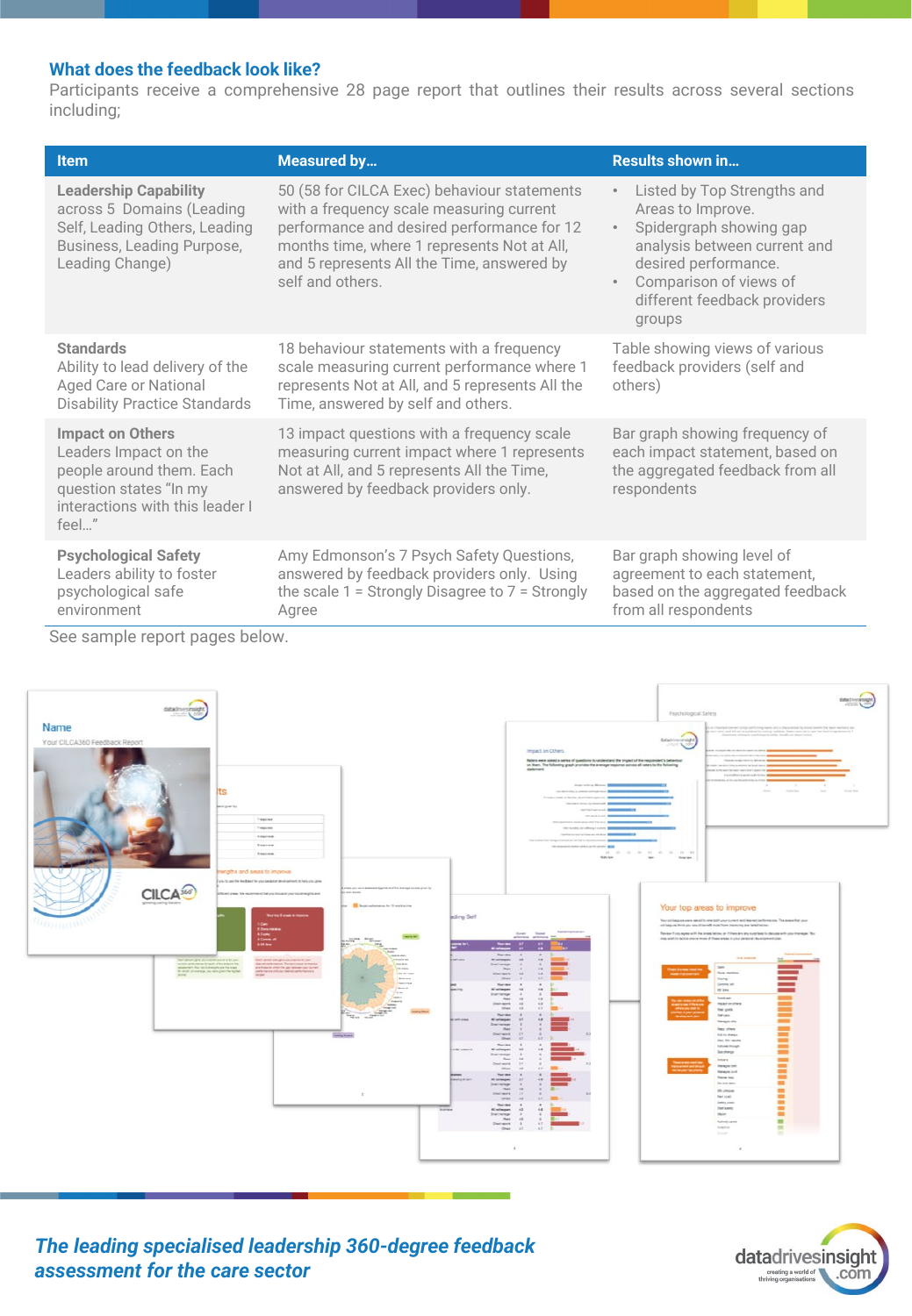## What does the feedback look like?

Participants receive a comprehensive 28 page report that outlines their results across several sections including;

| Item | Measured by… | Results shown in… |
|---|---|---|
| **Leadership Capability** across 5 Domains (Leading Self, Leading Others, Leading Business, Leading Purpose, Leading Change) | 50 (58 for CILCA Exec) behaviour statements with a frequency scale measuring current performance and desired performance for 12 months time, where 1 represents Not at All, and 5 represents All the Time, answered by self and others. | • Listed by Top Strengths and Areas to Improve.<br>• Spidergraph showing gap analysis between current and desired performance.<br>• Comparison of views of different feedback providers groups |
| **Standards** Ability to lead delivery of the Aged Care or National Disability Practice Standards | 18 behaviour statements with a frequency scale measuring current performance where 1 represents Not at All, and 5 represents All the Time, answered by self and others. | Table showing views of various feedback providers (self and others) |
| **Impact on Others** Leaders Impact on the people around them. Each question states "In my interactions with this leader I feel…" | 13 impact questions with a frequency scale measuring current impact where 1 represents Not at All, and 5 represents All the Time, answered by feedback providers only. | Bar graph showing frequency of each impact statement, based on the aggregated feedback from all respondents |
| **Psychological Safety** Leaders ability to foster psychological safe environment | Amy Edmonson's 7 Psych Safety Questions, answered by feedback providers only. Using the scale 1 = Strongly Disagree to 7 = Strongly Agree | Bar graph showing level of agreement to each statement, based on the aggregated feedback from all respondents |

See sample report pages below.

Name

Your CILCA360 Feedback Report

CILCA360

Your top areas to improve

***The leading specialised leadership 360-degree feedback assessment for the care sector***

datadrivesinsight.com

creating a world of thriving organisations